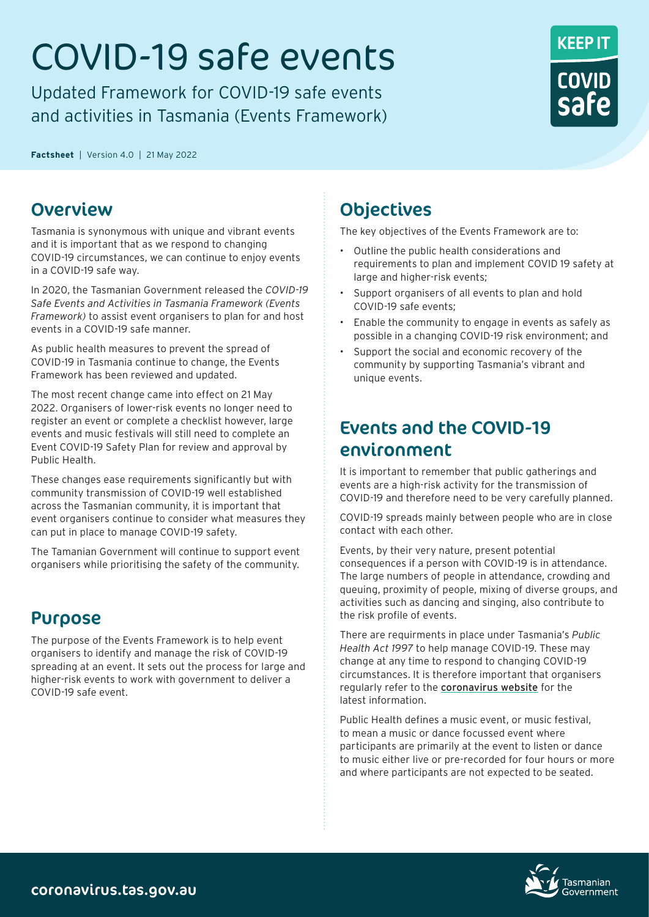# COVID-19 safe events

Updated Framework for COVID-19 safe events and activities in Tasmania (Events Framework)

**Factsheet** | Version 4.0 | 21 May 2022

## Overview

Tasmania is synonymous with unique and vibrant events and it is important that as we respond to changing COVID-19 circumstances, we can continue to enjoy events in a COVID-19 safe way.

In 2020, the Tasmanian Government released the *COVID-19 Safe Events and Activities in Tasmania Framework (Events Framework)* to assist event organisers to plan for and host events in a COVID-19 safe manner.

As public health measures to prevent the spread of COVID-19 in Tasmania continue to change, the Events Framework has been reviewed and updated.

The most recent change came into effect on 21 May 2022. Organisers of lower-risk events no longer need to register an event or complete a checklist however, large events and music festivals will still need to complete an Event COVID-19 Safety Plan for review and approval by Public Health.

These changes ease requirements significantly but with community transmission of COVID-19 well established across the Tasmanian community, it is important that event organisers continue to consider what measures they can put in place to manage COVID-19 safety.

The Tamanian Government will continue to support event organisers while prioritising the safety of the community.

## Purpose

The purpose of the Events Framework is to help event organisers to identify and manage the risk of COVID-19 spreading at an event. It sets out the process for large and higher-risk events to work with government to deliver a COVID-19 safe event.

## Objectives

The key objectives of the Events Framework are to:

- Outline the public health considerations and requirements to plan and implement COVID 19 safety at large and higher-risk events;
- Support organisers of all events to plan and hold COVID-19 safe events;
- Enable the community to engage in events as safely as possible in a changing COVID-19 risk environment; and
- Support the social and economic recovery of the community by supporting Tasmania's vibrant and unique events.

## Events and the COVID-19 environment

It is important to remember that public gatherings and events are a high-risk activity for the transmission of COVID-19 and therefore need to be very carefully planned.

COVID-19 spreads mainly between people who are in close contact with each other.

Events, by their very nature, present potential consequences if a person with COVID-19 is in attendance. The large numbers of people in attendance, crowding and queuing, proximity of people, mixing of diverse groups, and activities such as dancing and singing, also contribute to the risk profile of events.

There are requirments in place under Tasmania's *Public Health Act 1997* to help manage COVID-19. These may change at any time to respond to changing COVID-19 circumstances. It is therefore important that organisers regularly refer to the coronavirus website for the latest information.

Public Health defines a music event, or music festival, to mean a music or dance focussed event where participants are primarily at the event to listen or dance to music either live or pre-recorded for four hours or more and where participants are not expected to be seated.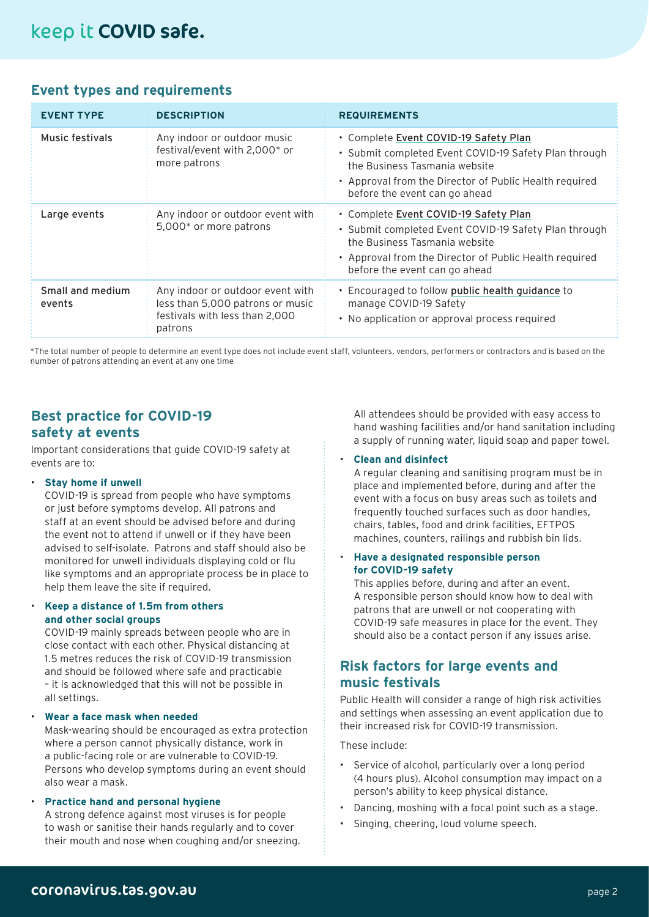## Event types and requirements

| EVENT TYPE | DESCRIPTION | REQUIREMENTS |
| --- | --- | --- |
| Music festivals | Any indoor or outdoor music festival/event with 2,000* or more patrons | • Complete Event COVID-19 Safety Plan<br>• Submit completed Event COVID-19 Safety Plan through the Business Tasmania website<br>• Approval from the Director of Public Health required before the event can go ahead |
| Large events | Any indoor or outdoor event with 5,000* or more patrons | • Complete Event COVID-19 Safety Plan<br>• Submit completed Event COVID-19 Safety Plan through the Business Tasmania website<br>• Approval from the Director of Public Health required before the event can go ahead |
| Small and medium events | Any indoor or outdoor event with less than 5,000 patrons or music festivals with less than 2,000 patrons | • Encouraged to follow public health guidance to manage COVID-19 Safety<br>• No application or approval process required |

*The total number of people to determine an event type does not include event staff, volunteers, vendors, performers or contractors and is based on the number of patrons attending an event at any one time

## Best practice for COVID-19 safety at events

Important considerations that guide COVID-19 safety at events are to:

- **Stay home if unwell**
  COVID-19 is spread from people who have symptoms or just before symptoms develop. All patrons and staff at an event should be advised before and during the event not to attend if unwell or if they have been advised to self-isolate. Patrons and staff should also be monitored for unwell individuals displaying cold or flu like symptoms and an appropriate process be in place to help them leave the site if required.
- **Keep a distance of 1.5m from others and other social groups**
  COVID-19 mainly spreads between people who are in close contact with each other. Physical distancing at 1.5 metres reduces the risk of COVID-19 transmission and should be followed where safe and practicable – it is acknowledged that this will not be possible in all settings.
- **Wear a face mask when needed**
  Mask-wearing should be encouraged as extra protection where a person cannot physically distance, work in a public-facing role or are vulnerable to COVID-19. Persons who develop symptoms during an event should also wear a mask.
- **Practice hand and personal hygiene**
  A strong defence against most viruses is for people to wash or sanitise their hands regularly and to cover their mouth and nose when coughing and/or sneezing.
  All attendees should be provided with easy access to hand washing facilities and/or hand sanitation including a supply of running water, liquid soap and paper towel.
- **Clean and disinfect**
  A regular cleaning and sanitising program must be in place and implemented before, during and after the event with a focus on busy areas such as toilets and frequently touched surfaces such as door handles, chairs, tables, food and drink facilities, EFTPOS machines, counters, railings and rubbish bin lids.
- **Have a designated responsible person for COVID-19 safety**
  This applies before, during and after an event. A responsible person should know how to deal with patrons that are unwell or not cooperating with COVID-19 safe measures in place for the event. They should also be a contact person if any issues arise.

## Risk factors for large events and music festivals

Public Health will consider a range of high risk activities and settings when assessing an event application due to their increased risk for COVID-19 transmission.

These include:

- Service of alcohol, particularly over a long period (4 hours plus). Alcohol consumption may impact on a person's ability to keep physical distance.
- Dancing, moshing with a focal point such as a stage.
- Singing, cheering, loud volume speech.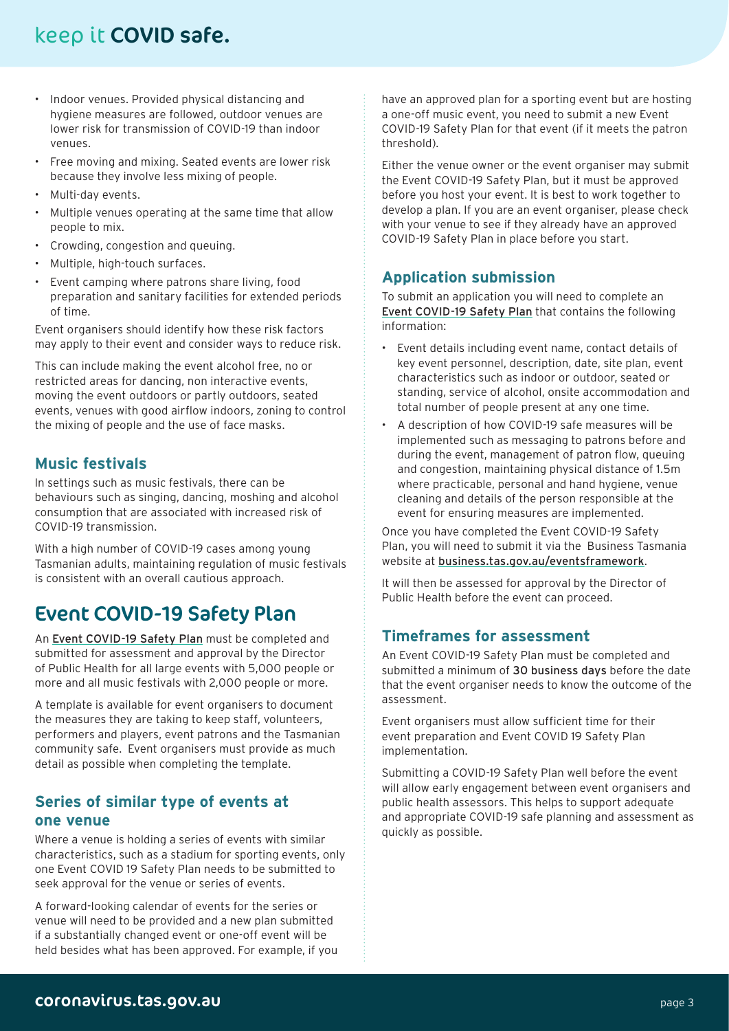- Indoor venues. Provided physical distancing and hygiene measures are followed, outdoor venues are lower risk for transmission of COVID-19 than indoor venues.
- Free moving and mixing. Seated events are lower risk because they involve less mixing of people.
- Multi-day events.
- Multiple venues operating at the same time that allow people to mix.
- Crowding, congestion and queuing.
- Multiple, high-touch surfaces.
- Event camping where patrons share living, food preparation and sanitary facilities for extended periods of time.

Event organisers should identify how these risk factors may apply to their event and consider ways to reduce risk.

This can include making the event alcohol free, no or restricted areas for dancing, non interactive events, moving the event outdoors or partly outdoors, seated events, venues with good airflow indoors, zoning to control the mixing of people and the use of face masks.

### Music festivals

In settings such as music festivals, there can be behaviours such as singing, dancing, moshing and alcohol consumption that are associated with increased risk of COVID-19 transmission.

With a high number of COVID-19 cases among young Tasmanian adults, maintaining regulation of music festivals is consistent with an overall cautious approach.

## Event COVID-19 Safety Plan

An Event COVID-19 Safety Plan must be completed and submitted for assessment and approval by the Director of Public Health for all large events with 5,000 people or more and all music festivals with 2,000 people or more.

A template is available for event organisers to document the measures they are taking to keep staff, volunteers, performers and players, event patrons and the Tasmanian community safe. Event organisers must provide as much detail as possible when completing the template.

### Series of similar type of events at one venue

Where a venue is holding a series of events with similar characteristics, such as a stadium for sporting events, only one Event COVID 19 Safety Plan needs to be submitted to seek approval for the venue or series of events.

A forward-looking calendar of events for the series or venue will need to be provided and a new plan submitted if a substantially changed event or one-off event will be held besides what has been approved. For example, if you have an approved plan for a sporting event but are hosting a one-off music event, you need to submit a new Event COVID-19 Safety Plan for that event (if it meets the patron threshold).

Either the venue owner or the event organiser may submit the Event COVID-19 Safety Plan, but it must be approved before you host your event. It is best to work together to develop a plan. If you are an event organiser, please check with your venue to see if they already have an approved COVID-19 Safety Plan in place before you start.

### Application submission

To submit an application you will need to complete an Event COVID-19 Safety Plan that contains the following information:

- Event details including event name, contact details of key event personnel, description, date, site plan, event characteristics such as indoor or outdoor, seated or standing, service of alcohol, onsite accommodation and total number of people present at any one time.
- A description of how COVID-19 safe measures will be implemented such as messaging to patrons before and during the event, management of patron flow, queuing and congestion, maintaining physical distance of 1.5m where practicable, personal and hand hygiene, venue cleaning and details of the person responsible at the event for ensuring measures are implemented.

Once you have completed the Event COVID-19 Safety Plan, you will need to submit it via the Business Tasmania website at business.tas.gov.au/eventsframework.

It will then be assessed for approval by the Director of Public Health before the event can proceed.

### Timeframes for assessment

An Event COVID-19 Safety Plan must be completed and submitted a minimum of **30 business days** before the date that the event organiser needs to know the outcome of the assessment.

Event organisers must allow sufficient time for their event preparation and Event COVID 19 Safety Plan implementation.

Submitting a COVID-19 Safety Plan well before the event will allow early engagement between event organisers and public health assessors. This helps to support adequate and appropriate COVID-19 safe planning and assessment as quickly as possible.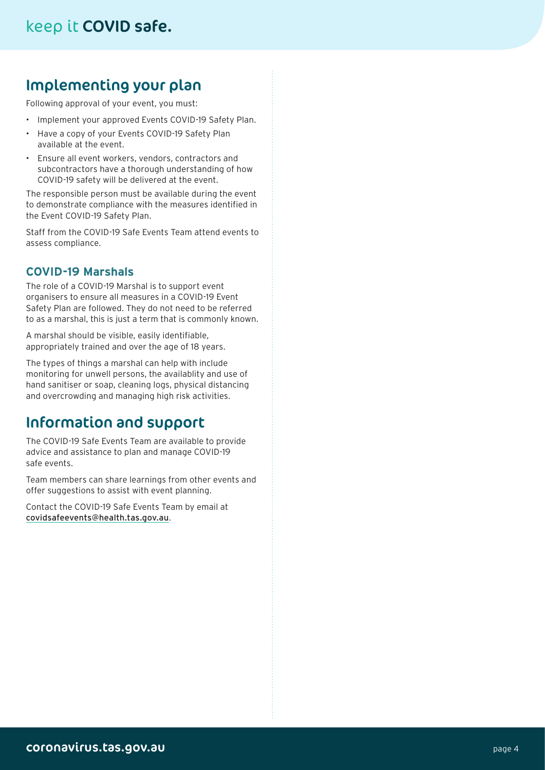## Implementing your plan

Following approval of your event, you must:

- Implement your approved Events COVID-19 Safety Plan.
- Have a copy of your Events COVID-19 Safety Plan available at the event.
- Ensure all event workers, vendors, contractors and subcontractors have a thorough understanding of how COVID-19 safety will be delivered at the event.

The responsible person must be available during the event to demonstrate compliance with the measures identified in the Event COVID-19 Safety Plan.

Staff from the COVID-19 Safe Events Team attend events to assess compliance.

### COVID-19 Marshals

The role of a COVID-19 Marshal is to support event organisers to ensure all measures in a COVID-19 Event Safety Plan are followed. They do not need to be referred to as a marshal, this is just a term that is commonly known.

A marshal should be visible, easily identifiable, appropriately trained and over the age of 18 years.

The types of things a marshal can help with include monitoring for unwell persons, the availablity and use of hand sanitiser or soap, cleaning logs, physical distancing and overcrowding and managing high risk activities.

## Information and support

The COVID-19 Safe Events Team are available to provide advice and assistance to plan and manage COVID-19 safe events.

Team members can share learnings from other events and offer suggestions to assist with event planning.

Contact the COVID-19 Safe Events Team by email at covidsafeevents@health.tas.gov.au.